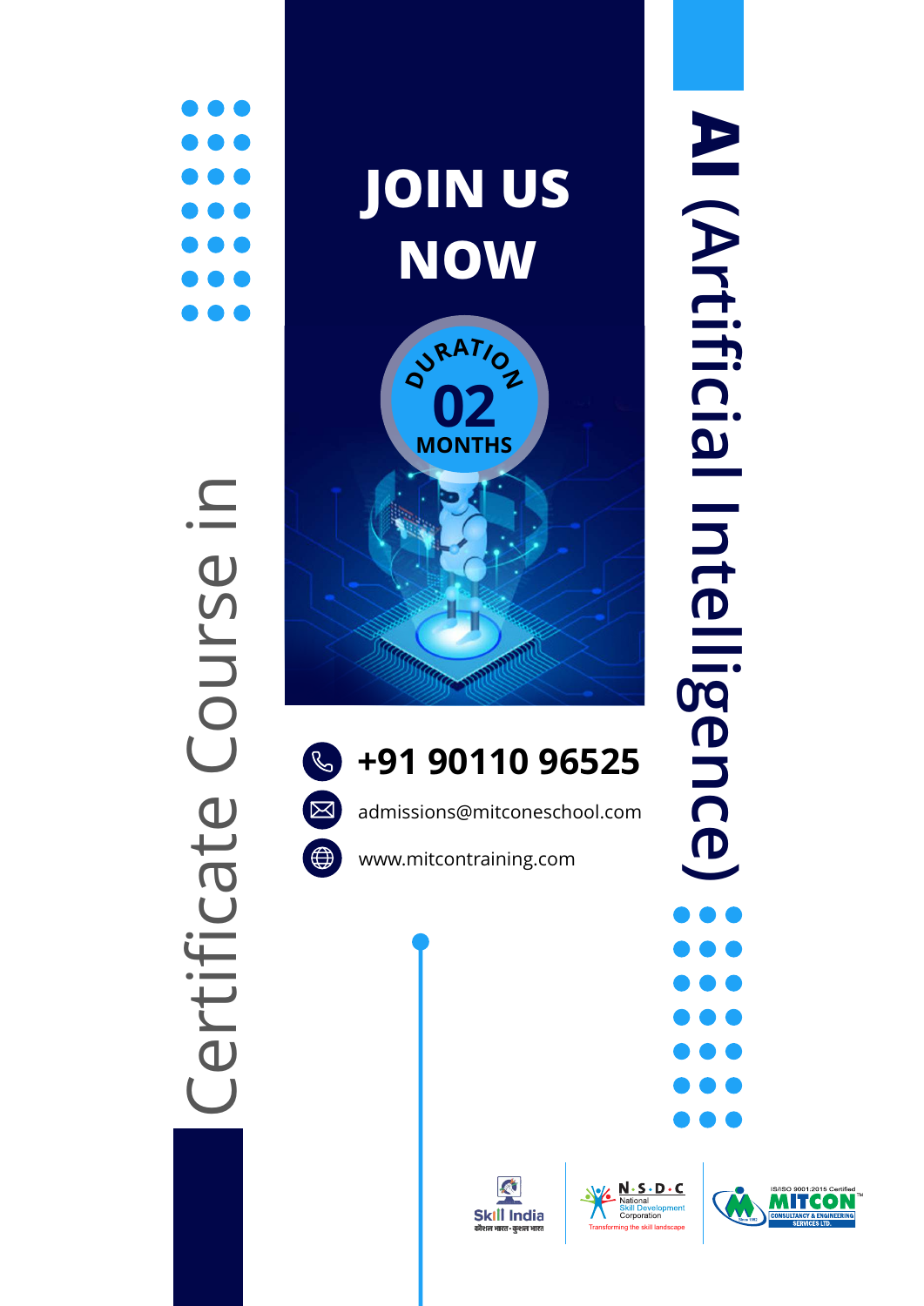# Certificate Course in

# AI (Artificial Intelligence)

## JOIN US NOW

DURATION **02** MONTHS

**+91 90110 96525**

admissions@mitconeschool.com

www.mitcontraining.com

Skill India कौशल भारत-कुशल भारत

N·S·D·C National Skill Development Corporation — Transforming the skill landscape

IS/ISO 9001:2015 Certified MITCON™ CONSULTANCY & ENGINEERING SERVICES LTD.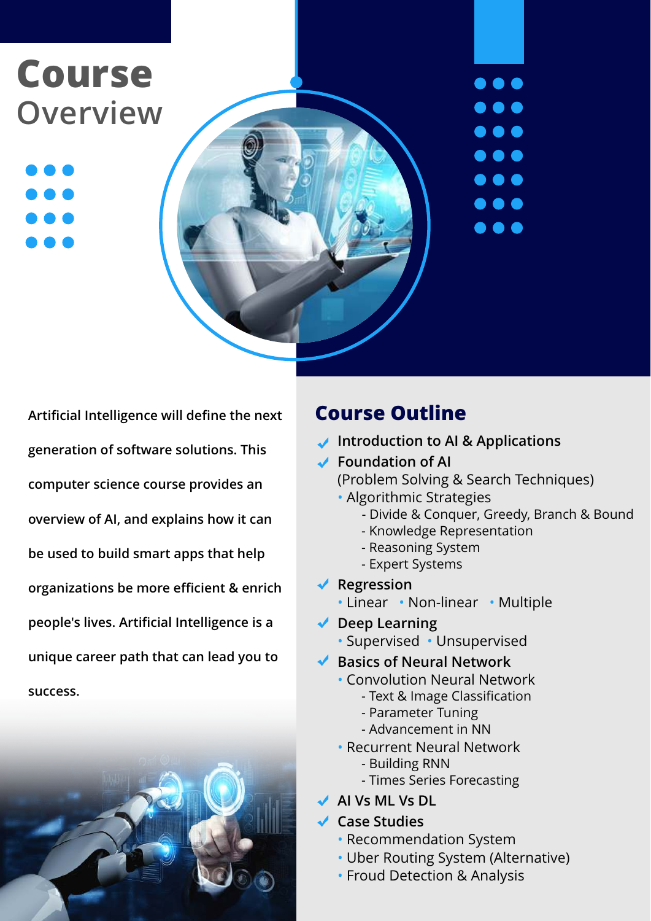# Course Overview

Artificial Intelligence will define the next generation of software solutions. This computer science course provides an overview of AI, and explains how it can be used to build smart apps that help organizations be more efficient & enrich people's lives. Artificial Intelligence is a unique career path that can lead you to success.

## Course Outline

- **Introduction to AI & Applications**
- **Foundation of AI**
  (Problem Solving & Search Techniques)
  - Algorithmic Strategies
    - Divide & Conquer, Greedy, Branch & Bound
    - Knowledge Representation
    - Reasoning System
    - Expert Systems
- **Regression**
  - Linear
  - Non-linear
  - Multiple
- **Deep Learning**
  - Supervised
  - Unsupervised
- **Basics of Neural Network**
  - Convolution Neural Network
    - Text & Image Classification
    - Parameter Tuning
    - Advancement in NN
  - Recurrent Neural Network
    - Building RNN
    - Times Series Forecasting
- **AI Vs ML Vs DL**
- **Case Studies**
  - Recommendation System
  - Uber Routing System (Alternative)
  - Froud Detection & Analysis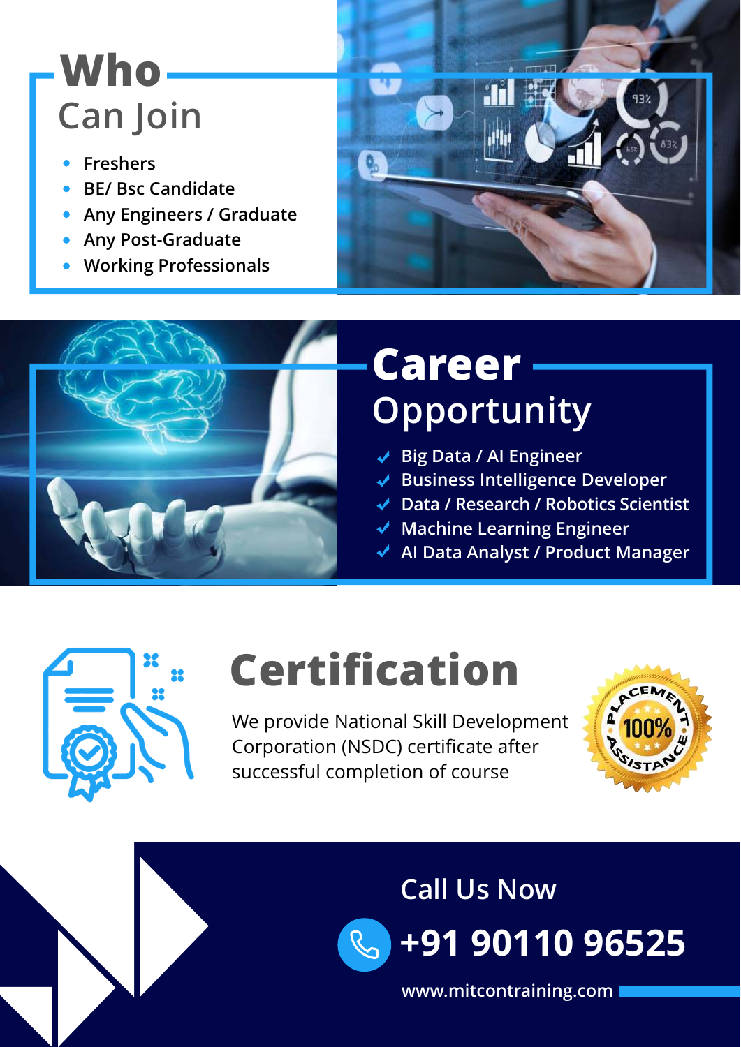## Who Can Join

- Freshers
- BE/ Bsc Candidate
- Any Engineers / Graduate
- Any Post-Graduate
- Working Professionals

## Career Opportunity

- Big Data / AI Engineer
- Business Intelligence Developer
- Data / Research / Robotics Scientist
- Machine Learning Engineer
- AI Data Analyst / Product Manager

## Certification

We provide National Skill Development Corporation (NSDC) certificate after successful completion of course

PLACEMENT 100% ASSISTANCE

### Call Us Now

**+91 90110 96525**

www.mitcontraining.com